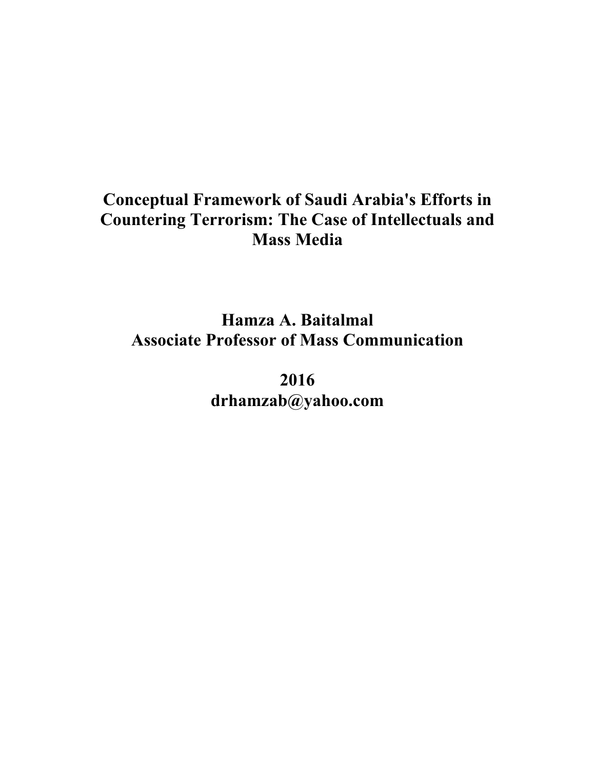# Conceptual Framework of Saudi Arabia's Efforts in Countering Terrorism: The Case of Intellectuals and Mass Media

**Hamza A. Baitalmal**
**Associate Professor of Mass Communication**

**2016**
**drhamzab@yahoo.com**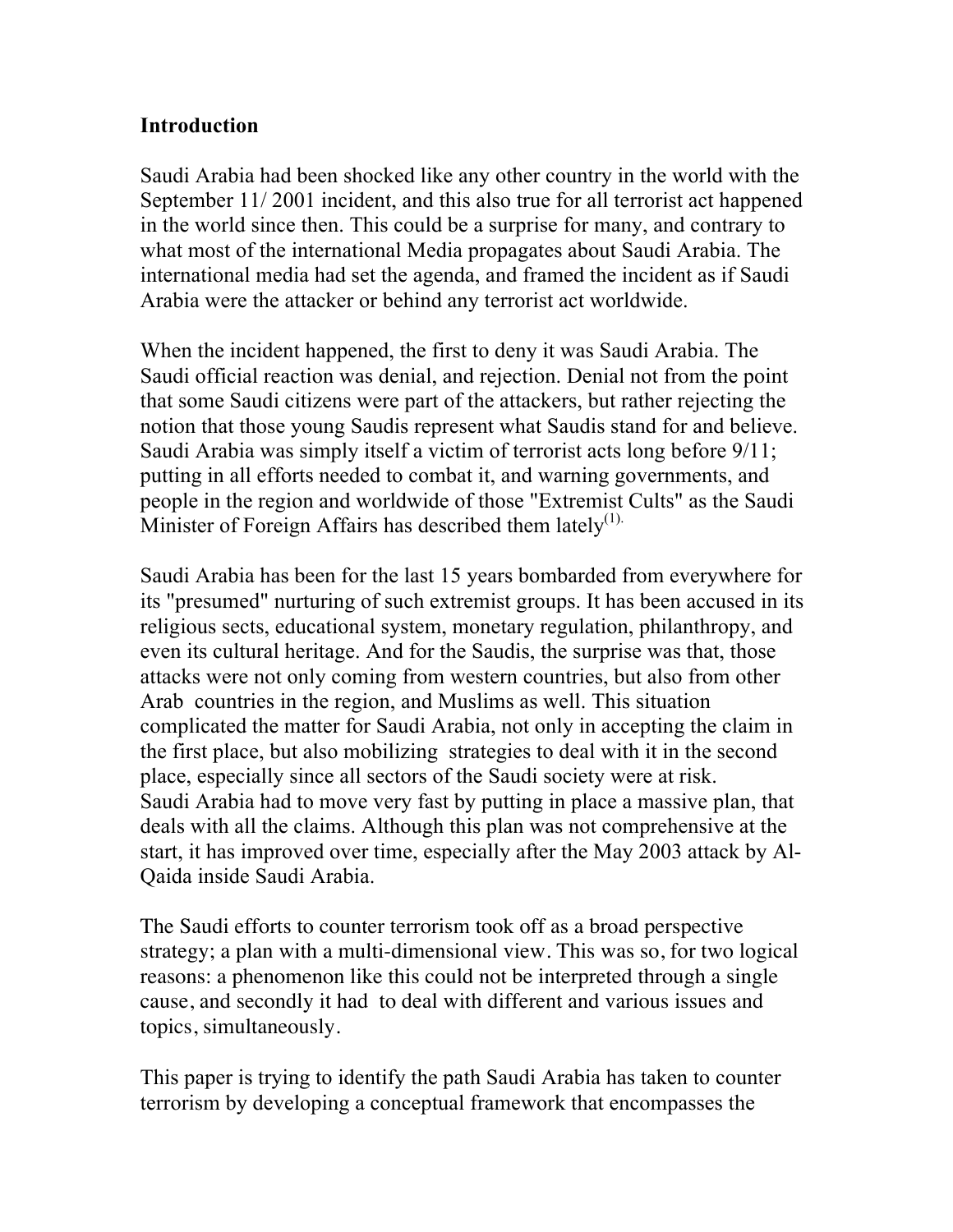**Introduction**

Saudi Arabia had been shocked like any other country in the world with the September 11/ 2001 incident, and this also true for all terrorist act happened in the world since then. This could be a surprise for many, and contrary to what most of the international Media propagates about Saudi Arabia. The international media had set the agenda, and framed the incident as if Saudi Arabia were the attacker or behind any terrorist act worldwide.

When the incident happened, the first to deny it was Saudi Arabia. The Saudi official reaction was denial, and rejection. Denial not from the point that some Saudi citizens were part of the attackers, but rather rejecting the notion that those young Saudis represent what Saudis stand for and believe. Saudi Arabia was simply itself a victim of terrorist acts long before 9/11; putting in all efforts needed to combat it, and warning governments, and people in the region and worldwide of those "Extremist Cults" as the Saudi Minister of Foreign Affairs has described them lately[1].

Saudi Arabia has been for the last 15 years bombarded from everywhere for its "presumed" nurturing of such extremist groups. It has been accused in its religious sects, educational system, monetary regulation, philanthropy, and even its cultural heritage. And for the Saudis, the surprise was that, those attacks were not only coming from western countries, but also from other Arab countries in the region, and Muslims as well. This situation complicated the matter for Saudi Arabia, not only in accepting the claim in the first place, but also mobilizing strategies to deal with it in the second place, especially since all sectors of the Saudi society were at risk.
Saudi Arabia had to move very fast by putting in place a massive plan, that deals with all the claims. Although this plan was not comprehensive at the start, it has improved over time, especially after the May 2003 attack by Al-Qaida inside Saudi Arabia.

The Saudi efforts to counter terrorism took off as a broad perspective strategy; a plan with a multi-dimensional view. This was so, for two logical reasons: a phenomenon like this could not be interpreted through a single cause, and secondly it had to deal with different and various issues and topics, simultaneously.

This paper is trying to identify the path Saudi Arabia has taken to counter terrorism by developing a conceptual framework that encompasses the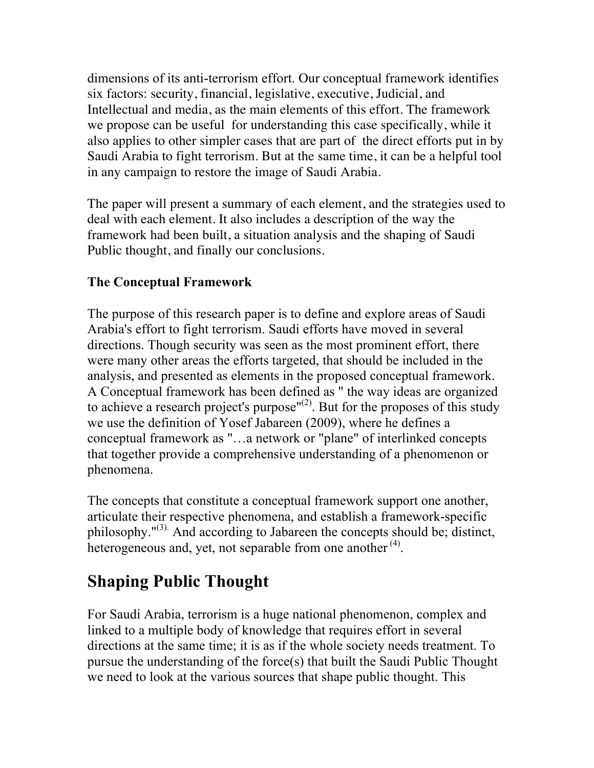dimensions of its anti-terrorism effort. Our conceptual framework identifies six factors: security, financial, legislative, executive, Judicial, and Intellectual and media, as the main elements of this effort. The framework we propose can be useful for understanding this case specifically, while it also applies to other simpler cases that are part of the direct efforts put in by Saudi Arabia to fight terrorism. But at the same time, it can be a helpful tool in any campaign to restore the image of Saudi Arabia.

The paper will present a summary of each element, and the strategies used to deal with each element. It also includes a description of the way the framework had been built, a situation analysis and the shaping of Saudi Public thought, and finally our conclusions.

**The Conceptual Framework**

The purpose of this research paper is to define and explore areas of Saudi Arabia's effort to fight terrorism. Saudi efforts have moved in several directions. Though security was seen as the most prominent effort, there were many other areas the efforts targeted, that should be included in the analysis, and presented as elements in the proposed conceptual framework. A Conceptual framework has been defined as " the way ideas are organized to achieve a research project's purpose"[(2)]. But for the proposes of this study we use the definition of Yosef Jabareen (2009), where he defines a conceptual framework as "…a network or "plane" of interlinked concepts that together provide a comprehensive understanding of a phenomenon or phenomena.

The concepts that constitute a conceptual framework support one another, articulate their respective phenomena, and establish a framework-specific philosophy."[(3).] And according to Jabareen the concepts should be; distinct, heterogeneous and, yet, not separable from one another [(4)].

## Shaping Public Thought

For Saudi Arabia, terrorism is a huge national phenomenon, complex and linked to a multiple body of knowledge that requires effort in several directions at the same time; it is as if the whole society needs treatment. To pursue the understanding of the force(s) that built the Saudi Public Thought we need to look at the various sources that shape public thought. This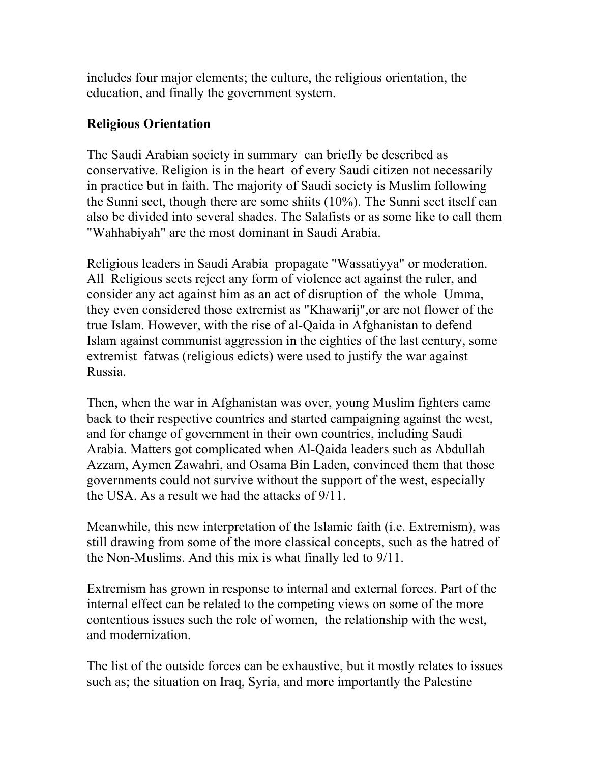includes four major elements; the culture, the religious orientation, the education, and finally the government system.

**Religious Orientation**

The Saudi Arabian society in summary can briefly be described as conservative. Religion is in the heart of every Saudi citizen not necessarily in practice but in faith. The majority of Saudi society is Muslim following the Sunni sect, though there are some shiits (10%). The Sunni sect itself can also be divided into several shades. The Salafists or as some like to call them "Wahhabiyah" are the most dominant in Saudi Arabia.

Religious leaders in Saudi Arabia propagate "Wassatiyya" or moderation. All Religious sects reject any form of violence act against the ruler, and consider any act against him as an act of disruption of the whole Umma, they even considered those extremist as "Khawarij",or are not flower of the true Islam. However, with the rise of al-Qaida in Afghanistan to defend Islam against communist aggression in the eighties of the last century, some extremist fatwas (religious edicts) were used to justify the war against Russia.

Then, when the war in Afghanistan was over, young Muslim fighters came back to their respective countries and started campaigning against the west, and for change of government in their own countries, including Saudi Arabia. Matters got complicated when Al-Qaida leaders such as Abdullah Azzam, Aymen Zawahri, and Osama Bin Laden, convinced them that those governments could not survive without the support of the west, especially the USA. As a result we had the attacks of 9/11.

Meanwhile, this new interpretation of the Islamic faith (i.e. Extremism), was still drawing from some of the more classical concepts, such as the hatred of the Non-Muslims. And this mix is what finally led to 9/11.

Extremism has grown in response to internal and external forces. Part of the internal effect can be related to the competing views on some of the more contentious issues such the role of women, the relationship with the west, and modernization.

The list of the outside forces can be exhaustive, but it mostly relates to issues such as; the situation on Iraq, Syria, and more importantly the Palestine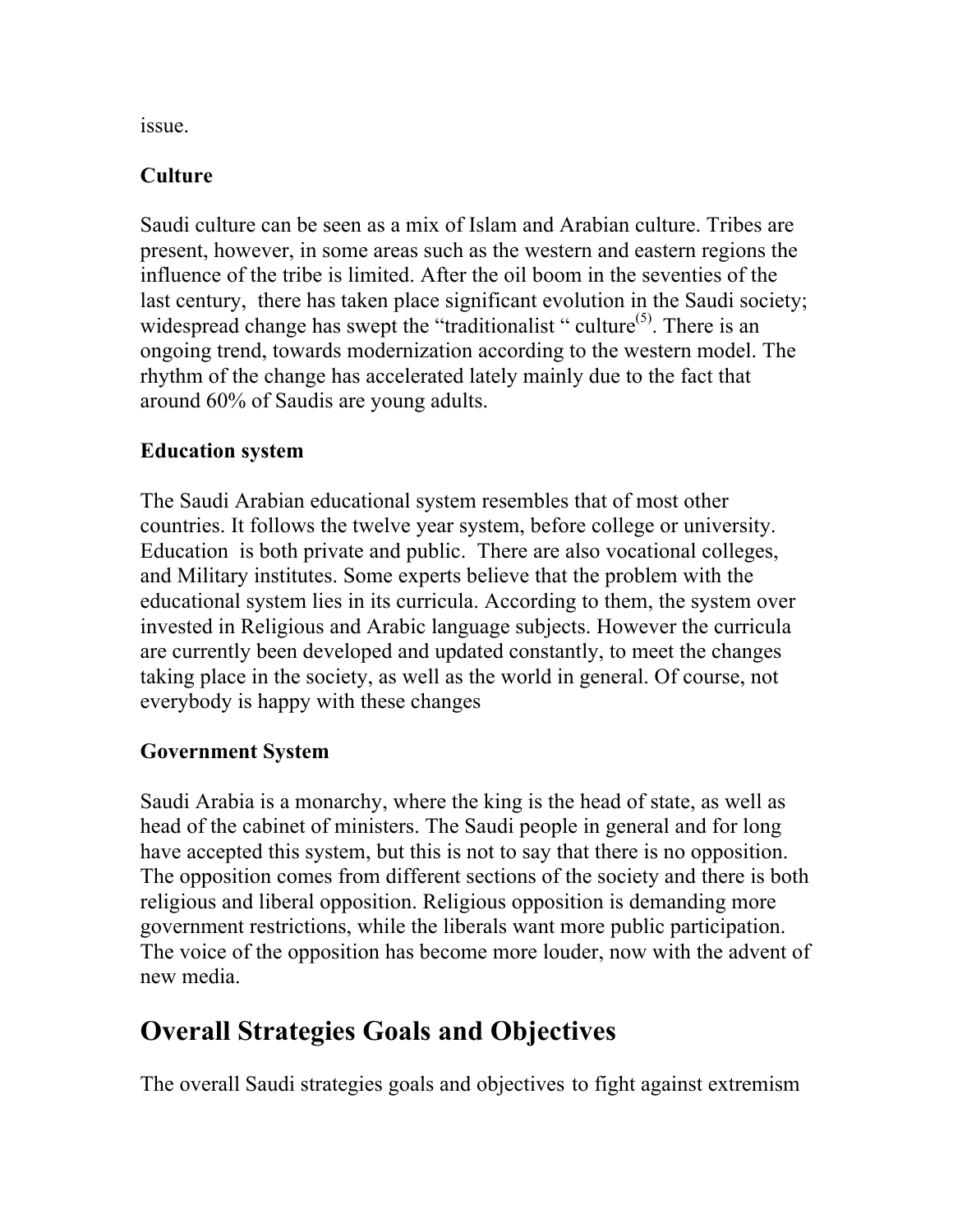issue.

### Culture

Saudi culture can be seen as a mix of Islam and Arabian culture. Tribes are present, however, in some areas such as the western and eastern regions the influence of the tribe is limited. After the oil boom in the seventies of the last century, there has taken place significant evolution in the Saudi society; widespread change has swept the "traditionalist " culture[5]. There is an ongoing trend, towards modernization according to the western model. The rhythm of the change has accelerated lately mainly due to the fact that around 60% of Saudis are young adults.

### Education system

The Saudi Arabian educational system resembles that of most other countries. It follows the twelve year system, before college or university. Education is both private and public. There are also vocational colleges, and Military institutes. Some experts believe that the problem with the educational system lies in its curricula. According to them, the system over invested in Religious and Arabic language subjects. However the curricula are currently been developed and updated constantly, to meet the changes taking place in the society, as well as the world in general. Of course, not everybody is happy with these changes

### Government System

Saudi Arabia is a monarchy, where the king is the head of state, as well as head of the cabinet of ministers. The Saudi people in general and for long have accepted this system, but this is not to say that there is no opposition. The opposition comes from different sections of the society and there is both religious and liberal opposition. Religious opposition is demanding more government restrictions, while the liberals want more public participation. The voice of the opposition has become more louder, now with the advent of new media.

## Overall Strategies Goals and Objectives

The overall Saudi strategies goals and objectives to fight against extremism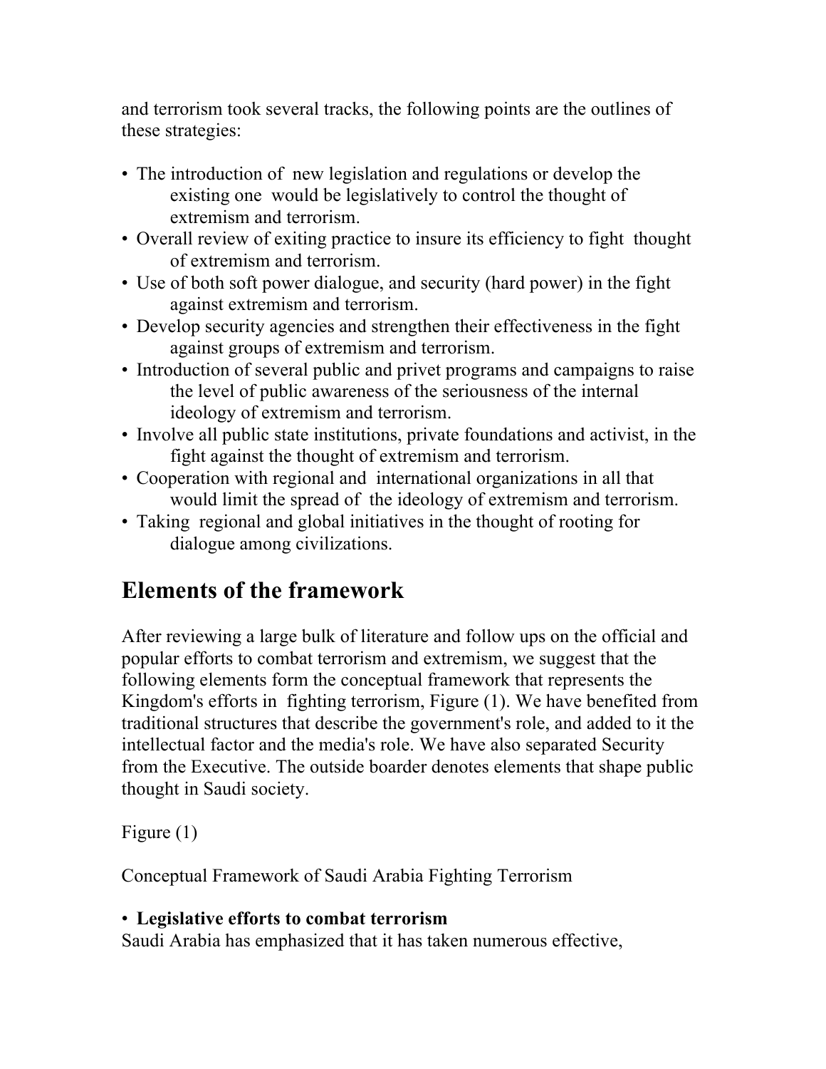and terrorism took several tracks, the following points are the outlines of these strategies:

- The introduction of new legislation and regulations or develop the existing one would be legislatively to control the thought of extremism and terrorism.
- Overall review of exiting practice to insure its efficiency to fight thought of extremism and terrorism.
- Use of both soft power dialogue, and security (hard power) in the fight against extremism and terrorism.
- Develop security agencies and strengthen their effectiveness in the fight against groups of extremism and terrorism.
- Introduction of several public and privet programs and campaigns to raise the level of public awareness of the seriousness of the internal ideology of extremism and terrorism.
- Involve all public state institutions, private foundations and activist, in the fight against the thought of extremism and terrorism.
- Cooperation with regional and international organizations in all that would limit the spread of the ideology of extremism and terrorism.
- Taking regional and global initiatives in the thought of rooting for dialogue among civilizations.

## Elements of the framework

After reviewing a large bulk of literature and follow ups on the official and popular efforts to combat terrorism and extremism, we suggest that the following elements form the conceptual framework that represents the Kingdom's efforts in fighting terrorism, Figure (1). We have benefited from traditional structures that describe the government's role, and added to it the intellectual factor and the media's role. We have also separated Security from the Executive. The outside boarder denotes elements that shape public thought in Saudi society.

Figure (1)

Conceptual Framework of Saudi Arabia Fighting Terrorism

- **Legislative efforts to combat terrorism**

Saudi Arabia has emphasized that it has taken numerous effective,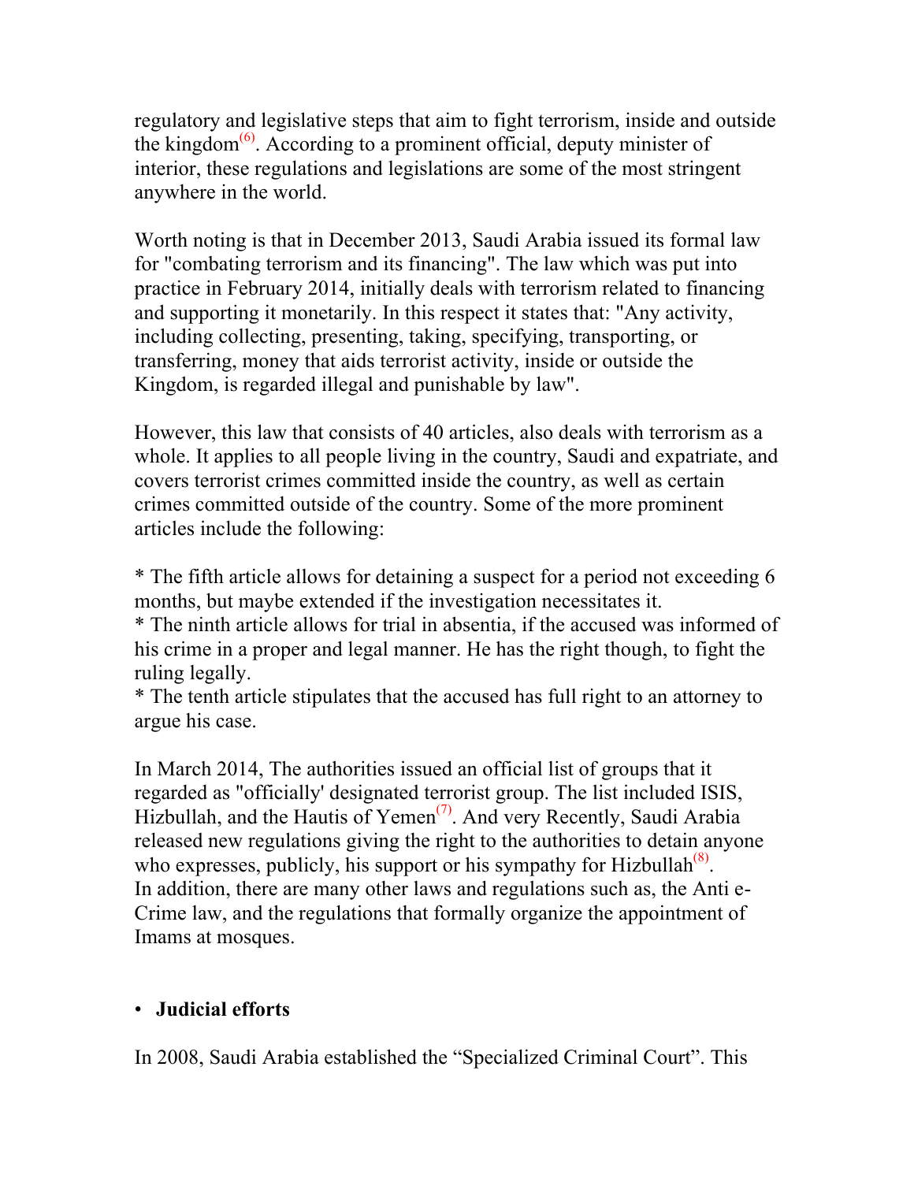regulatory and legislative steps that aim to fight terrorism, inside and outside the kingdom[6]. According to a prominent official, deputy minister of interior, these regulations and legislations are some of the most stringent anywhere in the world.

Worth noting is that in December 2013, Saudi Arabia issued its formal law for "combating terrorism and its financing". The law which was put into practice in February 2014, initially deals with terrorism related to financing and supporting it monetarily. In this respect it states that: "Any activity, including collecting, presenting, taking, specifying, transporting, or transferring, money that aids terrorist activity, inside or outside the Kingdom, is regarded illegal and punishable by law".

However, this law that consists of 40 articles, also deals with terrorism as a whole. It applies to all people living in the country, Saudi and expatriate, and covers terrorist crimes committed inside the country, as well as certain crimes committed outside of the country. Some of the more prominent articles include the following:

* The fifth article allows for detaining a suspect for a period not exceeding 6 months, but maybe extended if the investigation necessitates it.
* The ninth article allows for trial in absentia, if the accused was informed of his crime in a proper and legal manner. He has the right though, to fight the ruling legally.
* The tenth article stipulates that the accused has full right to an attorney to argue his case.

In March 2014, The authorities issued an official list of groups that it regarded as "officially' designated terrorist group. The list included ISIS, Hizbullah, and the Hautis of Yemen[7]. And very Recently, Saudi Arabia released new regulations giving the right to the authorities to detain anyone who expresses, publicly, his support or his sympathy for Hizbullah[8]. In addition, there are many other laws and regulations such as, the Anti e-Crime law, and the regulations that formally organize the appointment of Imams at mosques.

- **Judicial efforts**

In 2008, Saudi Arabia established the “Specialized Criminal Court”. This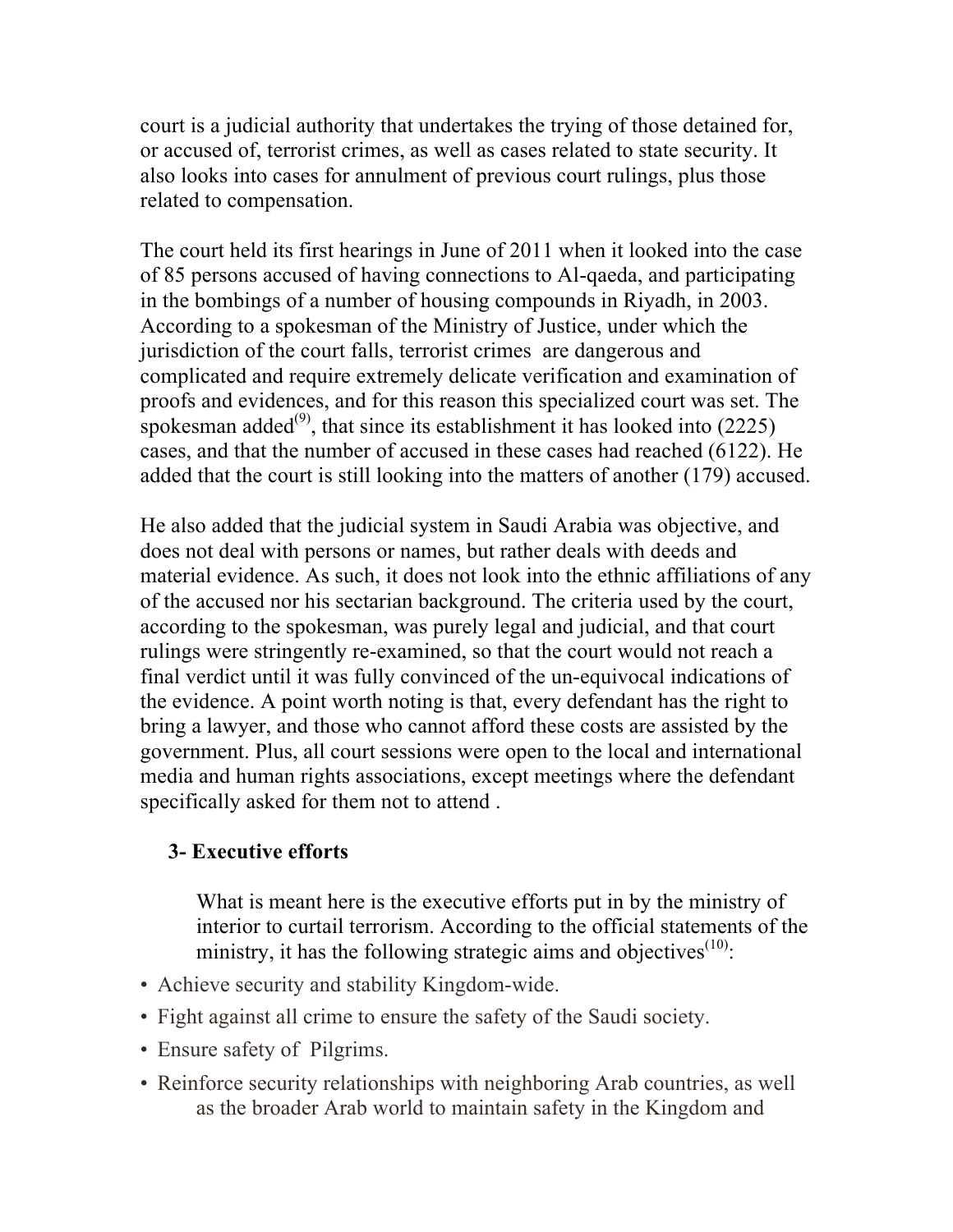court is a judicial authority that undertakes the trying of those detained for, or accused of, terrorist crimes, as well as cases related to state security. It also looks into cases for annulment of previous court rulings, plus those related to compensation.

The court held its first hearings in June of 2011 when it looked into the case of 85 persons accused of having connections to Al-qaeda, and participating in the bombings of a number of housing compounds in Riyadh, in 2003. According to a spokesman of the Ministry of Justice, under which the jurisdiction of the court falls, terrorist crimes are dangerous and complicated and require extremely delicate verification and examination of proofs and evidences, and for this reason this specialized court was set. The spokesman added[(9)], that since its establishment it has looked into (2225) cases, and that the number of accused in these cases had reached (6122). He added that the court is still looking into the matters of another (179) accused.

He also added that the judicial system in Saudi Arabia was objective, and does not deal with persons or names, but rather deals with deeds and material evidence. As such, it does not look into the ethnic affiliations of any of the accused nor his sectarian background. The criteria used by the court, according to the spokesman, was purely legal and judicial, and that court rulings were stringently re-examined, so that the court would not reach a final verdict until it was fully convinced of the un-equivocal indications of the evidence. A point worth noting is that, every defendant has the right to bring a lawyer, and those who cannot afford these costs are assisted by the government. Plus, all court sessions were open to the local and international media and human rights associations, except meetings where the defendant specifically asked for them not to attend .

### 3- Executive efforts

What is meant here is the executive efforts put in by the ministry of interior to curtail terrorism. According to the official statements of the ministry, it has the following strategic aims and objectives[(10)]:

- Achieve security and stability Kingdom-wide.
- Fight against all crime to ensure the safety of the Saudi society.
- Ensure safety of Pilgrims.
- Reinforce security relationships with neighboring Arab countries, as well as the broader Arab world to maintain safety in the Kingdom and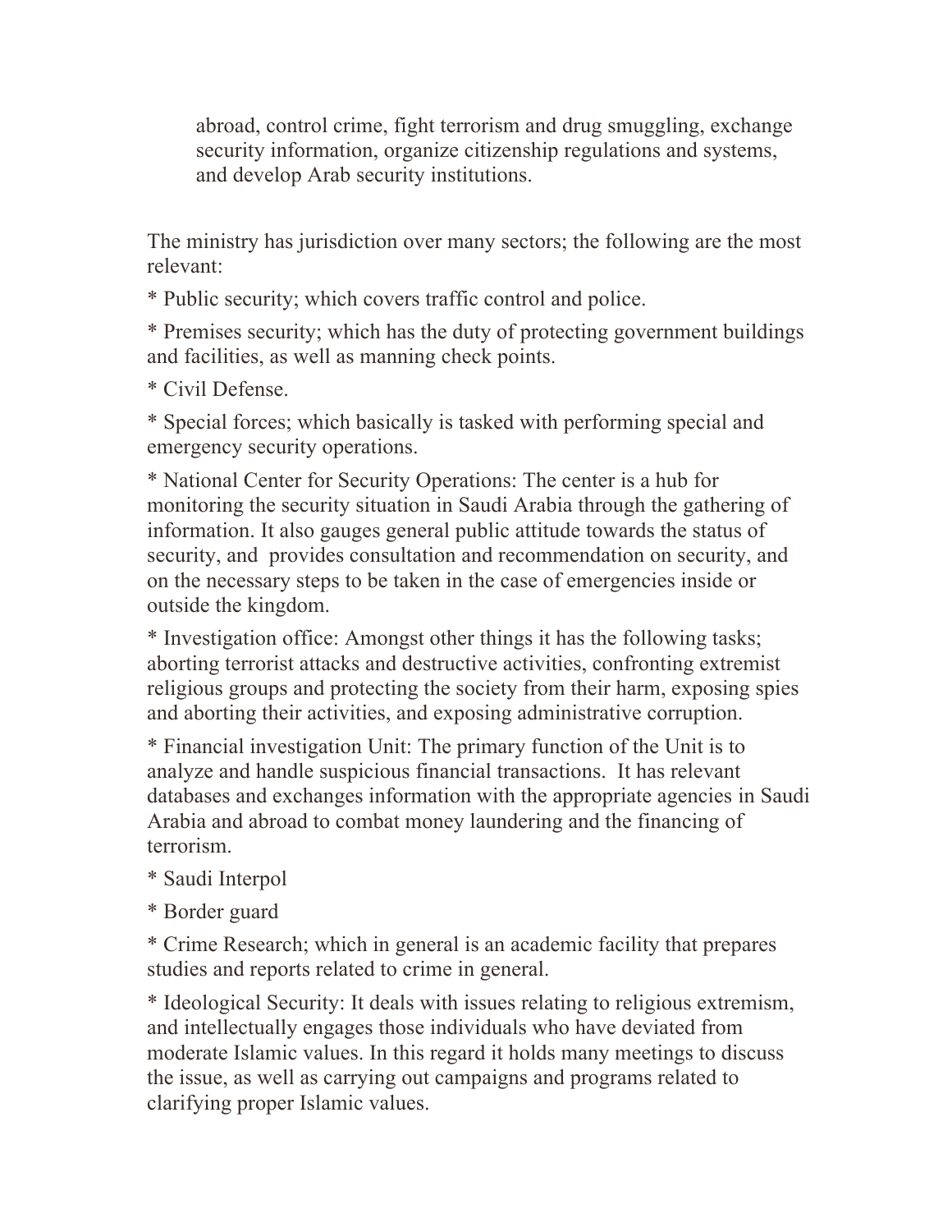abroad, control crime, fight terrorism and drug smuggling, exchange security information, organize citizenship regulations and systems, and develop Arab security institutions.

The ministry has jurisdiction over many sectors; the following are the most relevant:

* Public security; which covers traffic control and police.

* Premises security; which has the duty of protecting government buildings and facilities, as well as manning check points.

* Civil Defense.

* Special forces; which basically is tasked with performing special and emergency security operations.

* National Center for Security Operations: The center is a hub for monitoring the security situation in Saudi Arabia through the gathering of information. It also gauges general public attitude towards the status of security, and provides consultation and recommendation on security, and on the necessary steps to be taken in the case of emergencies inside or outside the kingdom.

* Investigation office: Amongst other things it has the following tasks; aborting terrorist attacks and destructive activities, confronting extremist religious groups and protecting the society from their harm, exposing spies and aborting their activities, and exposing administrative corruption.

* Financial investigation Unit: The primary function of the Unit is to analyze and handle suspicious financial transactions. It has relevant databases and exchanges information with the appropriate agencies in Saudi Arabia and abroad to combat money laundering and the financing of terrorism.

* Saudi Interpol

* Border guard

* Crime Research; which in general is an academic facility that prepares studies and reports related to crime in general.

* Ideological Security: It deals with issues relating to religious extremism, and intellectually engages those individuals who have deviated from moderate Islamic values. In this regard it holds many meetings to discuss the issue, as well as carrying out campaigns and programs related to clarifying proper Islamic values.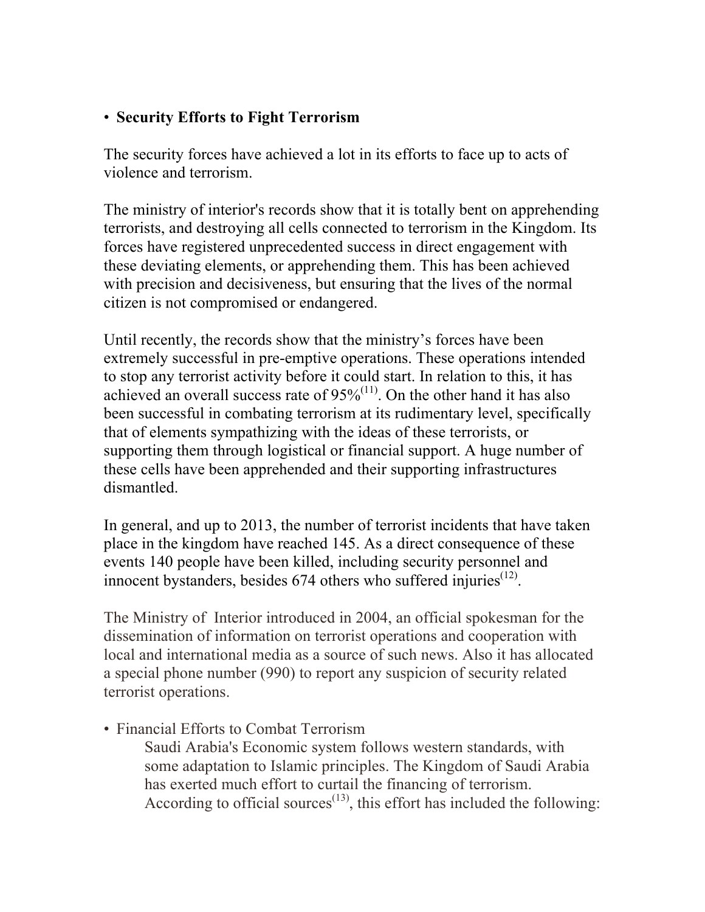- **Security Efforts to Fight Terrorism**

The security forces have achieved a lot in its efforts to face up to acts of violence and terrorism.

The ministry of interior's records show that it is totally bent on apprehending terrorists, and destroying all cells connected to terrorism in the Kingdom. Its forces have registered unprecedented success in direct engagement with these deviating elements, or apprehending them. This has been achieved with precision and decisiveness, but ensuring that the lives of the normal citizen is not compromised or endangered.

Until recently, the records show that the ministry's forces have been extremely successful in pre-emptive operations. These operations intended to stop any terrorist activity before it could start. In relation to this, it has achieved an overall success rate of 95%[11]. On the other hand it has also been successful in combating terrorism at its rudimentary level, specifically that of elements sympathizing with the ideas of these terrorists, or supporting them through logistical or financial support. A huge number of these cells have been apprehended and their supporting infrastructures dismantled.

In general, and up to 2013, the number of terrorist incidents that have taken place in the kingdom have reached 145. As a direct consequence of these events 140 people have been killed, including security personnel and innocent bystanders, besides 674 others who suffered injuries[12].

The Ministry of Interior introduced in 2004, an official spokesman for the dissemination of information on terrorist operations and cooperation with local and international media as a source of such news. Also it has allocated a special phone number (990) to report any suspicion of security related terrorist operations.

- Financial Efforts to Combat Terrorism

  Saudi Arabia's Economic system follows western standards, with some adaptation to Islamic principles. The Kingdom of Saudi Arabia has exerted much effort to curtail the financing of terrorism. According to official sources[13], this effort has included the following: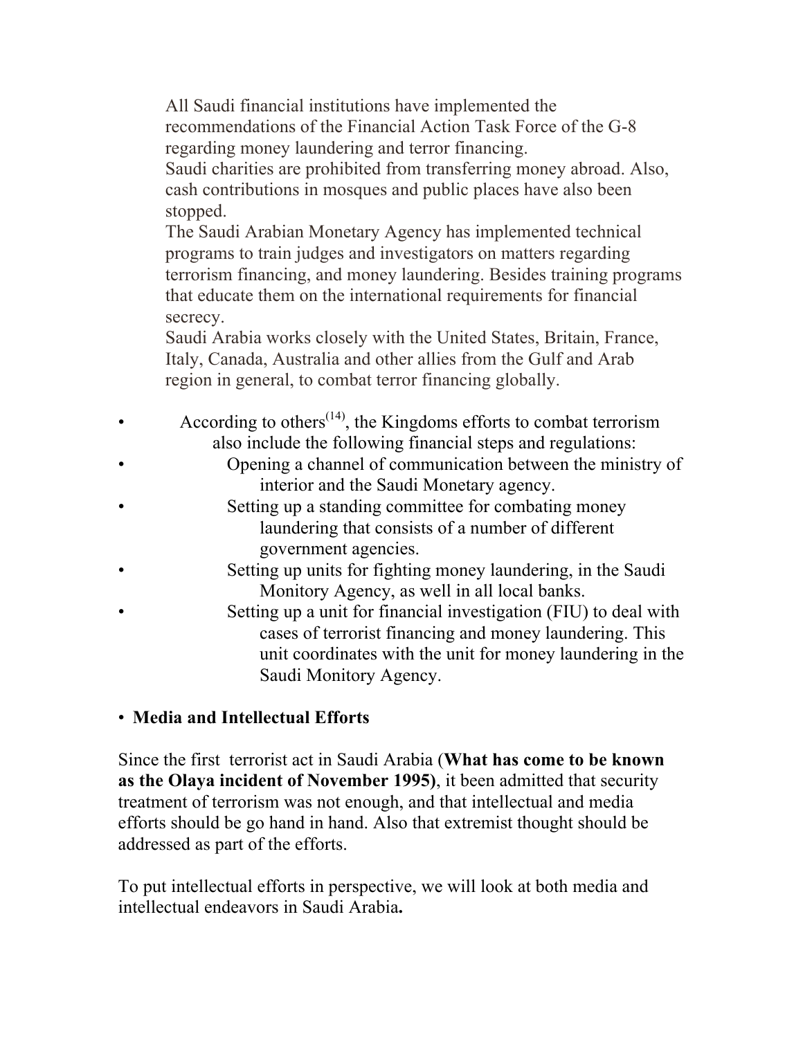All Saudi financial institutions have implemented the recommendations of the Financial Action Task Force of the G-8 regarding money laundering and terror financing.

Saudi charities are prohibited from transferring money abroad. Also, cash contributions in mosques and public places have also been stopped.

The Saudi Arabian Monetary Agency has implemented technical programs to train judges and investigators on matters regarding terrorism financing, and money laundering. Besides training programs that educate them on the international requirements for financial secrecy.

Saudi Arabia works closely with the United States, Britain, France, Italy, Canada, Australia and other allies from the Gulf and Arab region in general, to combat terror financing globally.

- According to others(14), the Kingdoms efforts to combat terrorism also include the following financial steps and regulations:
- Opening a channel of communication between the ministry of interior and the Saudi Monetary agency.
- Setting up a standing committee for combating money laundering that consists of a number of different government agencies.
- Setting up units for fighting money laundering, in the Saudi Monitory Agency, as well in all local banks.
- Setting up a unit for financial investigation (FIU) to deal with cases of terrorist financing and money laundering. This unit coordinates with the unit for money laundering in the Saudi Monitory Agency.

- **Media and Intellectual Efforts**

Since the first terrorist act in Saudi Arabia (**What has come to be known as the Olaya incident of November 1995)**, it been admitted that security treatment of terrorism was not enough, and that intellectual and media efforts should be go hand in hand. Also that extremist thought should be addressed as part of the efforts.

To put intellectual efforts in perspective, we will look at both media and intellectual endeavors in Saudi Arabia**.**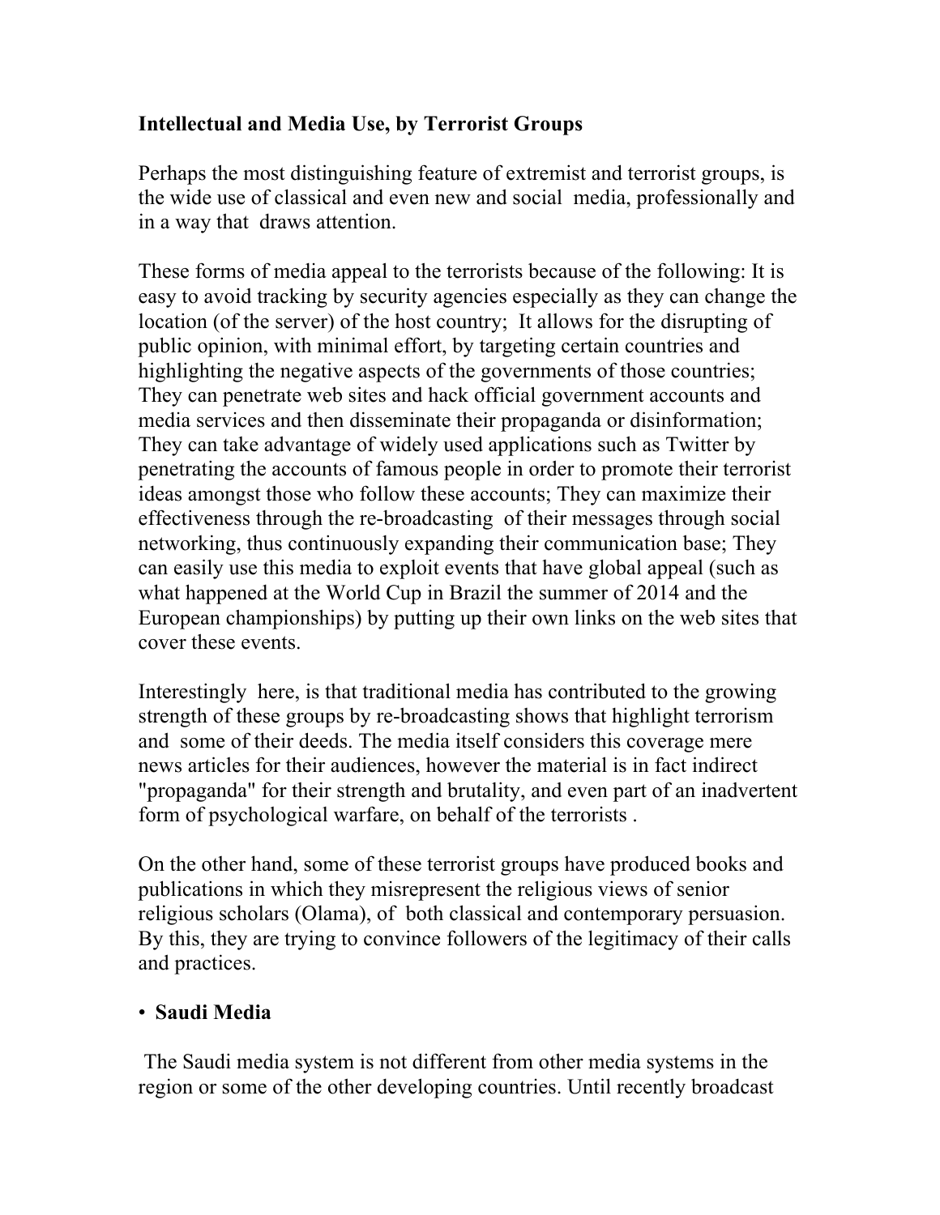**Intellectual and Media Use, by Terrorist Groups**

Perhaps the most distinguishing feature of extremist and terrorist groups, is the wide use of classical and even new and social media, professionally and in a way that draws attention.

These forms of media appeal to the terrorists because of the following: It is easy to avoid tracking by security agencies especially as they can change the location (of the server) of the host country; It allows for the disrupting of public opinion, with minimal effort, by targeting certain countries and highlighting the negative aspects of the governments of those countries; They can penetrate web sites and hack official government accounts and media services and then disseminate their propaganda or disinformation; They can take advantage of widely used applications such as Twitter by penetrating the accounts of famous people in order to promote their terrorist ideas amongst those who follow these accounts; They can maximize their effectiveness through the re-broadcasting of their messages through social networking, thus continuously expanding their communication base; They can easily use this media to exploit events that have global appeal (such as what happened at the World Cup in Brazil the summer of 2014 and the European championships) by putting up their own links on the web sites that cover these events.

Interestingly here, is that traditional media has contributed to the growing strength of these groups by re-broadcasting shows that highlight terrorism and some of their deeds. The media itself considers this coverage mere news articles for their audiences, however the material is in fact indirect "propaganda" for their strength and brutality, and even part of an inadvertent form of psychological warfare, on behalf of the terrorists .

On the other hand, some of these terrorist groups have produced books and publications in which they misrepresent the religious views of senior religious scholars (Olama), of both classical and contemporary persuasion. By this, they are trying to convince followers of the legitimacy of their calls and practices.

- **Saudi Media**

The Saudi media system is not different from other media systems in the region or some of the other developing countries. Until recently broadcast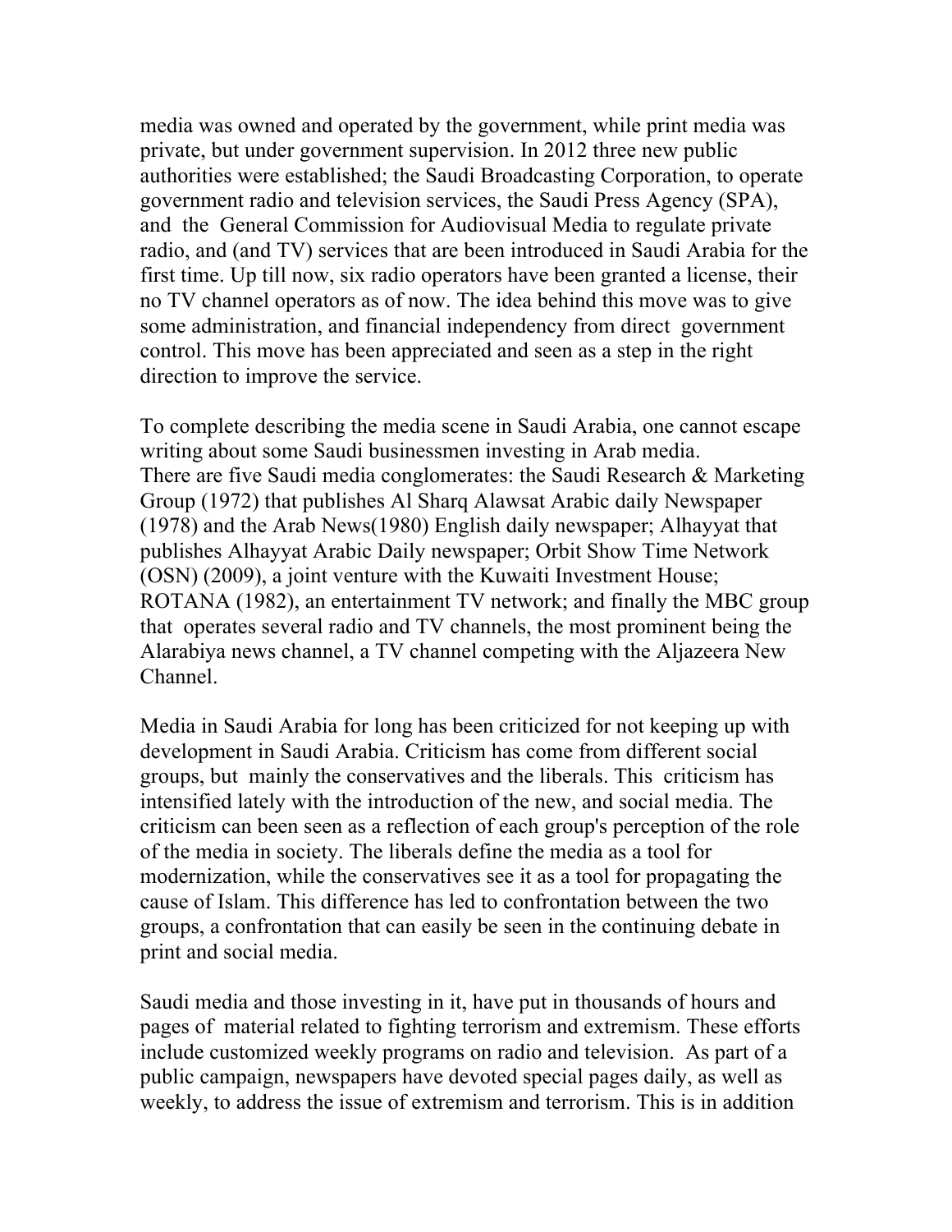media was owned and operated by the government, while print media was private, but under government supervision. In 2012 three new public authorities were established; the Saudi Broadcasting Corporation, to operate government radio and television services, the Saudi Press Agency (SPA), and the General Commission for Audiovisual Media to regulate private radio, and (and TV) services that are been introduced in Saudi Arabia for the first time. Up till now, six radio operators have been granted a license, their no TV channel operators as of now. The idea behind this move was to give some administration, and financial independency from direct government control. This move has been appreciated and seen as a step in the right direction to improve the service.

To complete describing the media scene in Saudi Arabia, one cannot escape writing about some Saudi businessmen investing in Arab media.
There are five Saudi media conglomerates: the Saudi Research & Marketing Group (1972) that publishes Al Sharq Alawsat Arabic daily Newspaper (1978) and the Arab News(1980) English daily newspaper; Alhayyat that publishes Alhayyat Arabic Daily newspaper; Orbit Show Time Network (OSN) (2009), a joint venture with the Kuwaiti Investment House; ROTANA (1982), an entertainment TV network; and finally the MBC group that operates several radio and TV channels, the most prominent being the Alarabiya news channel, a TV channel competing with the Aljazeera New Channel.

Media in Saudi Arabia for long has been criticized for not keeping up with development in Saudi Arabia. Criticism has come from different social groups, but mainly the conservatives and the liberals. This criticism has intensified lately with the introduction of the new, and social media. The criticism can been seen as a reflection of each group's perception of the role of the media in society. The liberals define the media as a tool for modernization, while the conservatives see it as a tool for propagating the cause of Islam. This difference has led to confrontation between the two groups, a confrontation that can easily be seen in the continuing debate in print and social media.

Saudi media and those investing in it, have put in thousands of hours and pages of material related to fighting terrorism and extremism. These efforts include customized weekly programs on radio and television. As part of a public campaign, newspapers have devoted special pages daily, as well as weekly, to address the issue of extremism and terrorism. This is in addition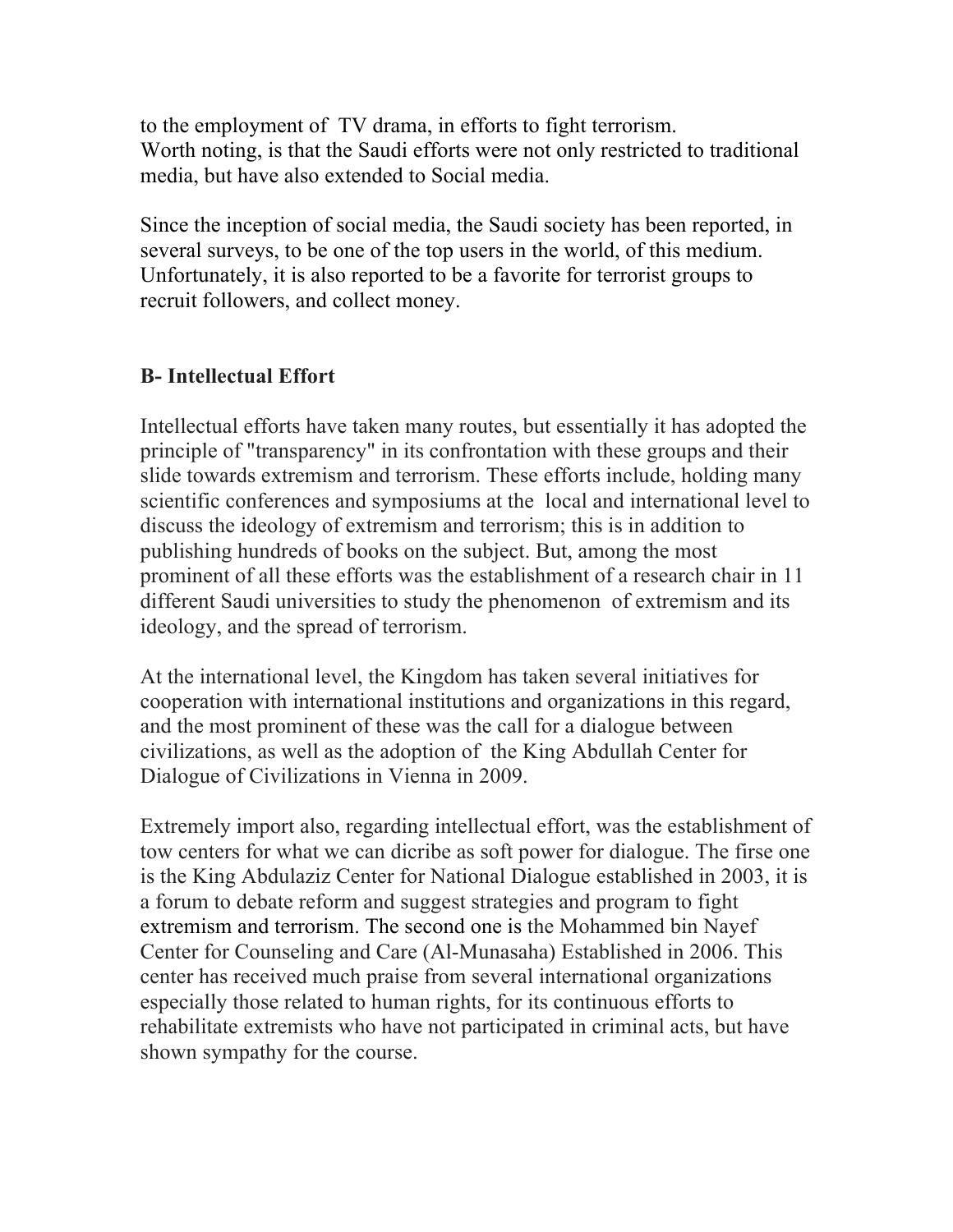to the employment of TV drama, in efforts to fight terrorism.
Worth noting, is that the Saudi efforts were not only restricted to traditional media, but have also extended to Social media.

Since the inception of social media, the Saudi society has been reported, in several surveys, to be one of the top users in the world, of this medium. Unfortunately, it is also reported to be a favorite for terrorist groups to recruit followers, and collect money.

**B- Intellectual Effort**

Intellectual efforts have taken many routes, but essentially it has adopted the principle of "transparency" in its confrontation with these groups and their slide towards extremism and terrorism. These efforts include, holding many scientific conferences and symposiums at the local and international level to discuss the ideology of extremism and terrorism; this is in addition to publishing hundreds of books on the subject. But, among the most prominent of all these efforts was the establishment of a research chair in 11 different Saudi universities to study the phenomenon of extremism and its ideology, and the spread of terrorism.

At the international level, the Kingdom has taken several initiatives for cooperation with international institutions and organizations in this regard, and the most prominent of these was the call for a dialogue between civilizations, as well as the adoption of the King Abdullah Center for Dialogue of Civilizations in Vienna in 2009.

Extremely import also, regarding intellectual effort, was the establishment of tow centers for what we can dicribe as soft power for dialogue. The firse one is the King Abdulaziz Center for National Dialogue established in 2003, it is a forum to debate reform and suggest strategies and program to fight extremism and terrorism. The second one is the Mohammed bin Nayef Center for Counseling and Care (Al-Munasaha) Established in 2006. This center has received much praise from several international organizations especially those related to human rights, for its continuous efforts to rehabilitate extremists who have not participated in criminal acts, but have shown sympathy for the course.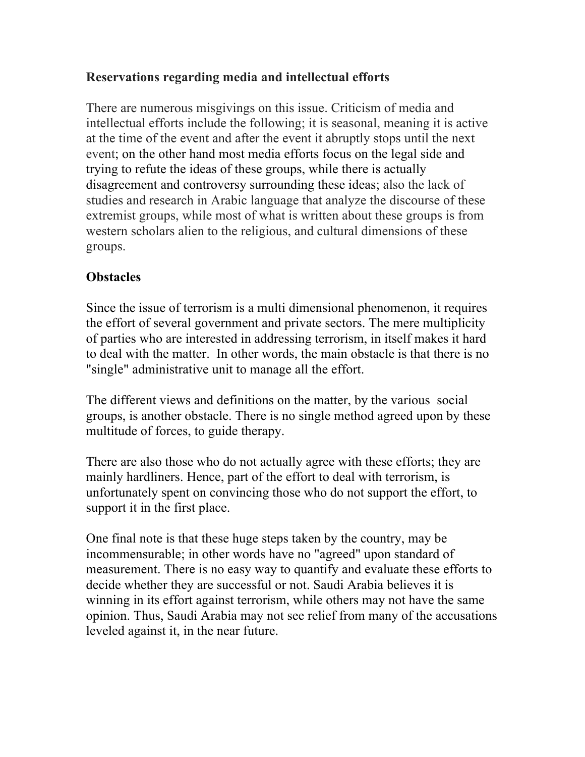**Reservations regarding media and intellectual efforts**

There are numerous misgivings on this issue. Criticism of media and intellectual efforts include the following; it is seasonal, meaning it is active at the time of the event and after the event it abruptly stops until the next event; on the other hand most media efforts focus on the legal side and trying to refute the ideas of these groups, while there is actually disagreement and controversy surrounding these ideas; also the lack of studies and research in Arabic language that analyze the discourse of these extremist groups, while most of what is written about these groups is from western scholars alien to the religious, and cultural dimensions of these groups.

**Obstacles**

Since the issue of terrorism is a multi dimensional phenomenon, it requires the effort of several government and private sectors. The mere multiplicity of parties who are interested in addressing terrorism, in itself makes it hard to deal with the matter. In other words, the main obstacle is that there is no "single" administrative unit to manage all the effort.

The different views and definitions on the matter, by the various social groups, is another obstacle. There is no single method agreed upon by these multitude of forces, to guide therapy.

There are also those who do not actually agree with these efforts; they are mainly hardliners. Hence, part of the effort to deal with terrorism, is unfortunately spent on convincing those who do not support the effort, to support it in the first place.

One final note is that these huge steps taken by the country, may be incommensurable; in other words have no "agreed" upon standard of measurement. There is no easy way to quantify and evaluate these efforts to decide whether they are successful or not. Saudi Arabia believes it is winning in its effort against terrorism, while others may not have the same opinion. Thus, Saudi Arabia may not see relief from many of the accusations leveled against it, in the near future.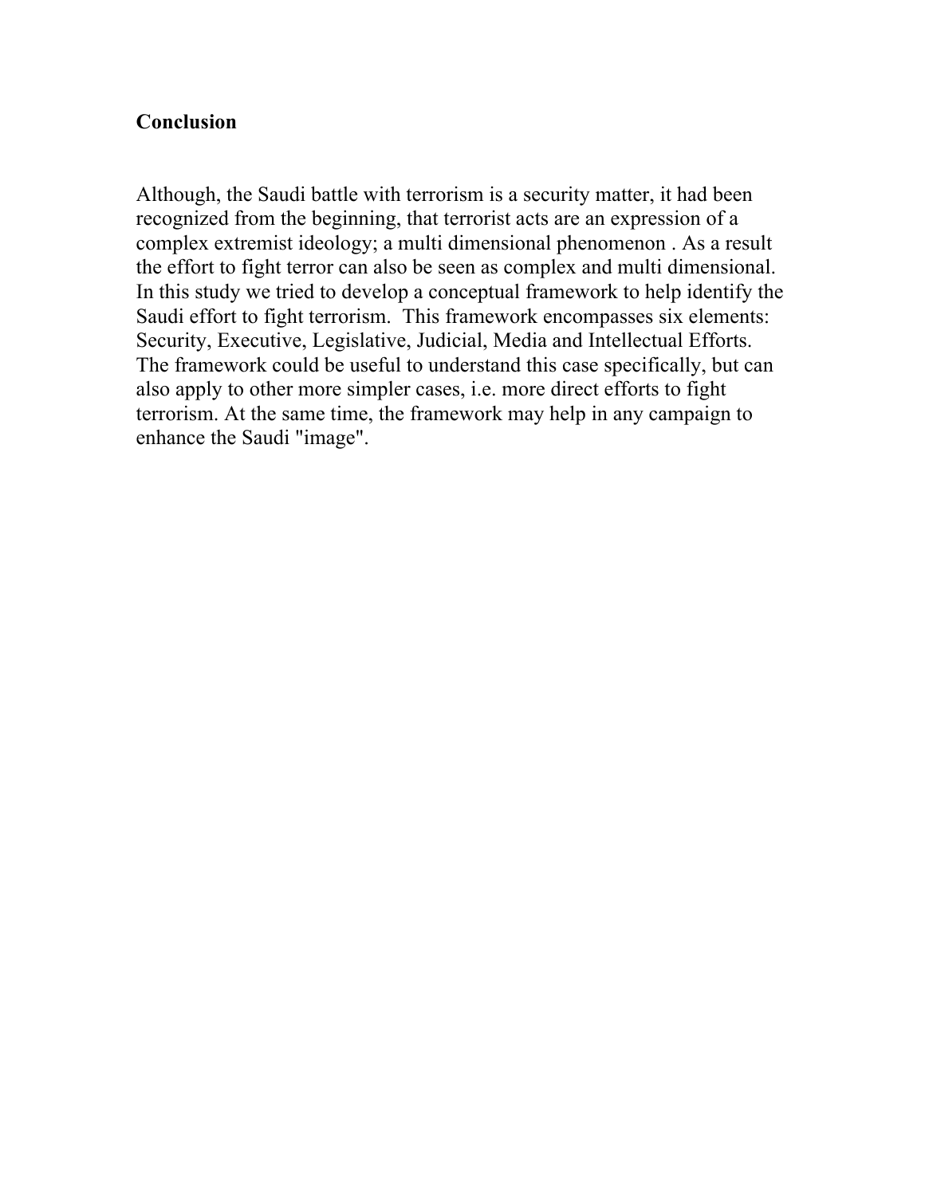## Conclusion

Although, the Saudi battle with terrorism is a security matter, it had been recognized from the beginning, that terrorist acts are an expression of a complex extremist ideology; a multi dimensional phenomenon . As a result the effort to fight terror can also be seen as complex and multi dimensional. In this study we tried to develop a conceptual framework to help identify the Saudi effort to fight terrorism. This framework encompasses six elements: Security, Executive, Legislative, Judicial, Media and Intellectual Efforts. The framework could be useful to understand this case specifically, but can also apply to other more simpler cases, i.e. more direct efforts to fight terrorism. At the same time, the framework may help in any campaign to enhance the Saudi "image".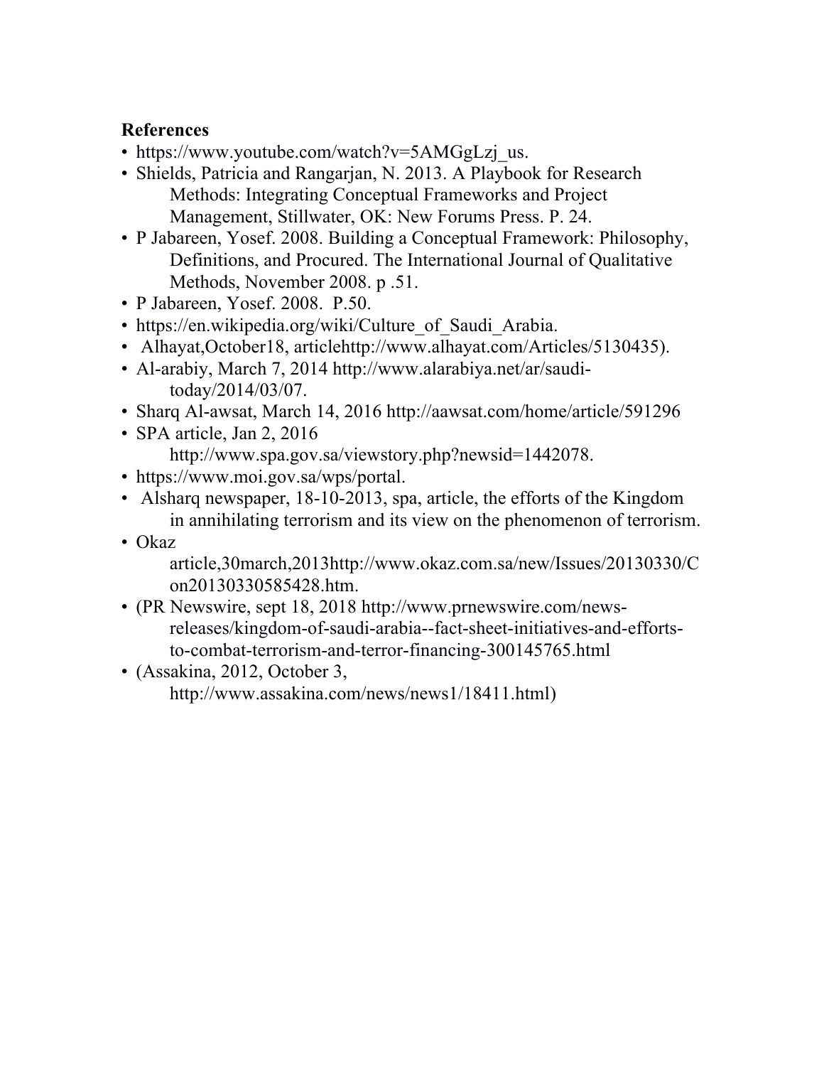**References**

- https://www.youtube.com/watch?v=5AMGgLzj_us.
- Shields, Patricia and Rangarjan, N. 2013. A Playbook for Research Methods: Integrating Conceptual Frameworks and Project Management, Stillwater, OK: New Forums Press. P. 24.
- P Jabareen, Yosef. 2008. Building a Conceptual Framework: Philosophy, Definitions, and Procured. The International Journal of Qualitative Methods, November 2008. p .51.
- P Jabareen, Yosef. 2008. P.50.
- https://en.wikipedia.org/wiki/Culture_of_Saudi_Arabia.
- Alhayat,October18, articlehttp://www.alhayat.com/Articles/5130435).
- Al-arabiy, March 7, 2014 http://www.alarabiya.net/ar/saudi-today/2014/03/07.
- Sharq Al-awsat, March 14, 2016 http://aawsat.com/home/article/591296
- SPA article, Jan 2, 2016 http://www.spa.gov.sa/viewstory.php?newsid=1442078.
- https://www.moi.gov.sa/wps/portal.
- Alsharq newspaper, 18-10-2013, spa, article, the efforts of the Kingdom in annihilating terrorism and its view on the phenomenon of terrorism.
- Okaz article,30march,2013http://www.okaz.com.sa/new/Issues/20130330/Con20130330585428.htm.
- (PR Newswire, sept 18, 2018 http://www.prnewswire.com/news-releases/kingdom-of-saudi-arabia--fact-sheet-initiatives-and-efforts-to-combat-terrorism-and-terror-financing-300145765.html
- (Assakina, 2012, October 3, http://www.assakina.com/news/news1/18411.html)